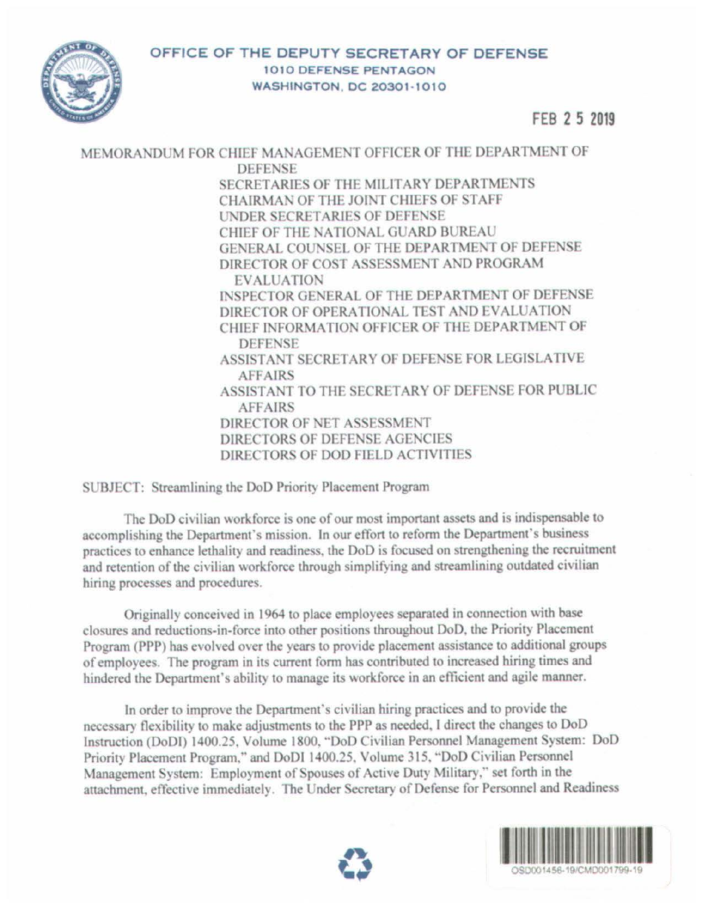**OFFICE OF THE DEPUTY SECRETARY OF DEFENSE**
**1010 DEFENSE PENTAGON**
**WASHINGTON, DC 20301-1010**

FEB 25 2019

MEMORANDUM FOR CHIEF MANAGEMENT OFFICER OF THE DEPARTMENT OF DEFENSE
SECRETARIES OF THE MILITARY DEPARTMENTS
CHAIRMAN OF THE JOINT CHIEFS OF STAFF
UNDER SECRETARIES OF DEFENSE
CHIEF OF THE NATIONAL GUARD BUREAU
GENERAL COUNSEL OF THE DEPARTMENT OF DEFENSE
DIRECTOR OF COST ASSESSMENT AND PROGRAM EVALUATION
INSPECTOR GENERAL OF THE DEPARTMENT OF DEFENSE
DIRECTOR OF OPERATIONAL TEST AND EVALUATION
CHIEF INFORMATION OFFICER OF THE DEPARTMENT OF DEFENSE
ASSISTANT SECRETARY OF DEFENSE FOR LEGISLATIVE AFFAIRS
ASSISTANT TO THE SECRETARY OF DEFENSE FOR PUBLIC AFFAIRS
DIRECTOR OF NET ASSESSMENT
DIRECTORS OF DEFENSE AGENCIES
DIRECTORS OF DOD FIELD ACTIVITIES

SUBJECT: Streamlining the DoD Priority Placement Program

The DoD civilian workforce is one of our most important assets and is indispensable to accomplishing the Department's mission. In our effort to reform the Department's business practices to enhance lethality and readiness, the DoD is focused on strengthening the recruitment and retention of the civilian workforce through simplifying and streamlining outdated civilian hiring processes and procedures.

Originally conceived in 1964 to place employees separated in connection with base closures and reductions-in-force into other positions throughout DoD, the Priority Placement Program (PPP) has evolved over the years to provide placement assistance to additional groups of employees. The program in its current form has contributed to increased hiring times and hindered the Department's ability to manage its workforce in an efficient and agile manner.

In order to improve the Department's civilian hiring practices and to provide the necessary flexibility to make adjustments to the PPP as needed, I direct the changes to DoD Instruction (DoDI) 1400.25, Volume 1800, "DoD Civilian Personnel Management System: DoD Priority Placement Program," and DoDI 1400.25, Volume 315, "DoD Civilian Personnel Management System: Employment of Spouses of Active Duty Military," set forth in the attachment, effective immediately. The Under Secretary of Defense for Personnel and Readiness

OSD001456-19/CMD001799-19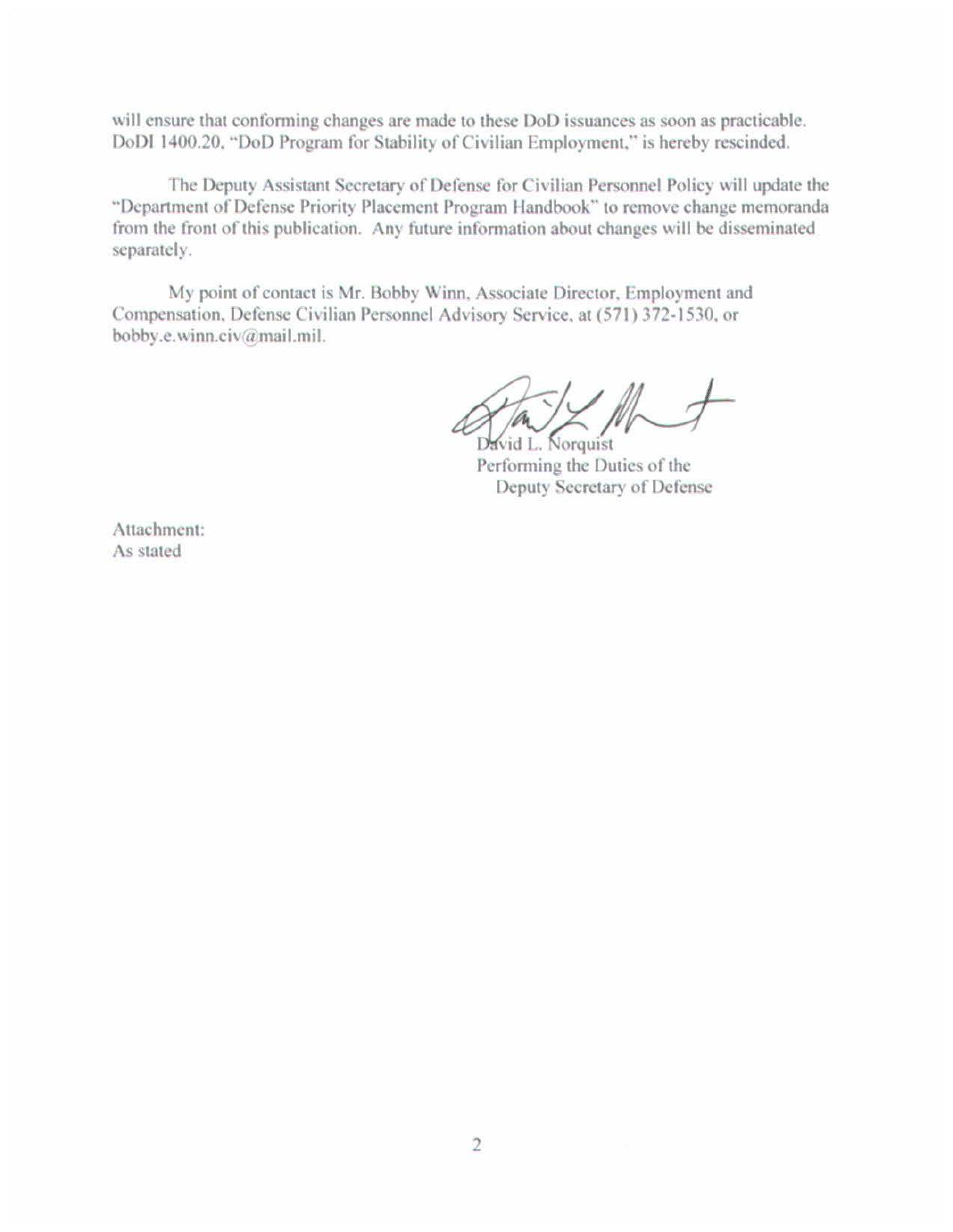will ensure that conforming changes are made to these DoD issuances as soon as practicable. DoDI 1400.20, "DoD Program for Stability of Civilian Employment," is hereby rescinded.

The Deputy Assistant Secretary of Defense for Civilian Personnel Policy will update the "Department of Defense Priority Placement Program Handbook" to remove change memoranda from the front of this publication. Any future information about changes will be disseminated separately.

My point of contact is Mr. Bobby Winn, Associate Director, Employment and Compensation, Defense Civilian Personnel Advisory Service, at (571) 372-1530, or bobby.e.winn.civ@mail.mil.

David L. Norquist
Performing the Duties of the
Deputy Secretary of Defense

Attachment:
As stated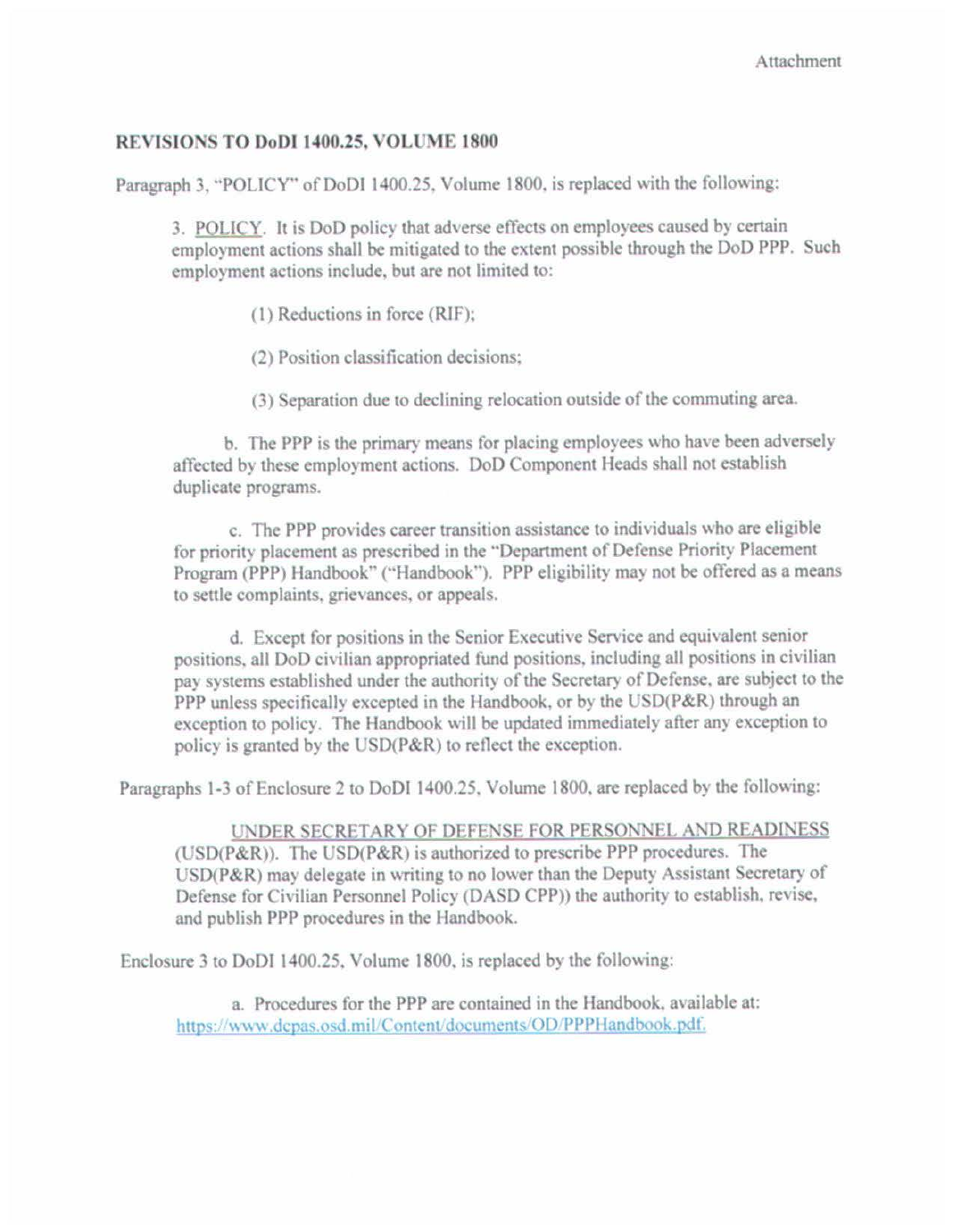Attachment

**REVISIONS TO DoDI 1400.25, VOLUME 1800**

Paragraph 3, "POLICY" of DoDI 1400.25, Volume 1800, is replaced with the following:

> 3. POLICY. It is DoD policy that adverse effects on employees caused by certain employment actions shall be mitigated to the extent possible through the DoD PPP. Such employment actions include, but are not limited to:
>
> (1) Reductions in force (RIF);
>
> (2) Position classification decisions;
>
> (3) Separation due to declining relocation outside of the commuting area.
>
> b. The PPP is the primary means for placing employees who have been adversely affected by these employment actions. DoD Component Heads shall not establish duplicate programs.
>
> c. The PPP provides career transition assistance to individuals who are eligible for priority placement as prescribed in the "Department of Defense Priority Placement Program (PPP) Handbook" ("Handbook"). PPP eligibility may not be offered as a means to settle complaints, grievances, or appeals.
>
> d. Except for positions in the Senior Executive Service and equivalent senior positions, all DoD civilian appropriated fund positions, including all positions in civilian pay systems established under the authority of the Secretary of Defense, are subject to the PPP unless specifically excepted in the Handbook, or by the USD(P&R) through an exception to policy. The Handbook will be updated immediately after any exception to policy is granted by the USD(P&R) to reflect the exception.

Paragraphs 1-3 of Enclosure 2 to DoDI 1400.25, Volume 1800, are replaced by the following:

> UNDER SECRETARY OF DEFENSE FOR PERSONNEL AND READINESS (USD(P&R)). The USD(P&R) is authorized to prescribe PPP procedures. The USD(P&R) may delegate in writing to no lower than the Deputy Assistant Secretary of Defense for Civilian Personnel Policy (DASD CPP)) the authority to establish, revise, and publish PPP procedures in the Handbook.

Enclosure 3 to DoDI 1400.25, Volume 1800, is replaced by the following:

> a. Procedures for the PPP are contained in the Handbook, available at: https://www.dcpas.osd.mil/Content/documents/OD/PPPHandbook.pdf.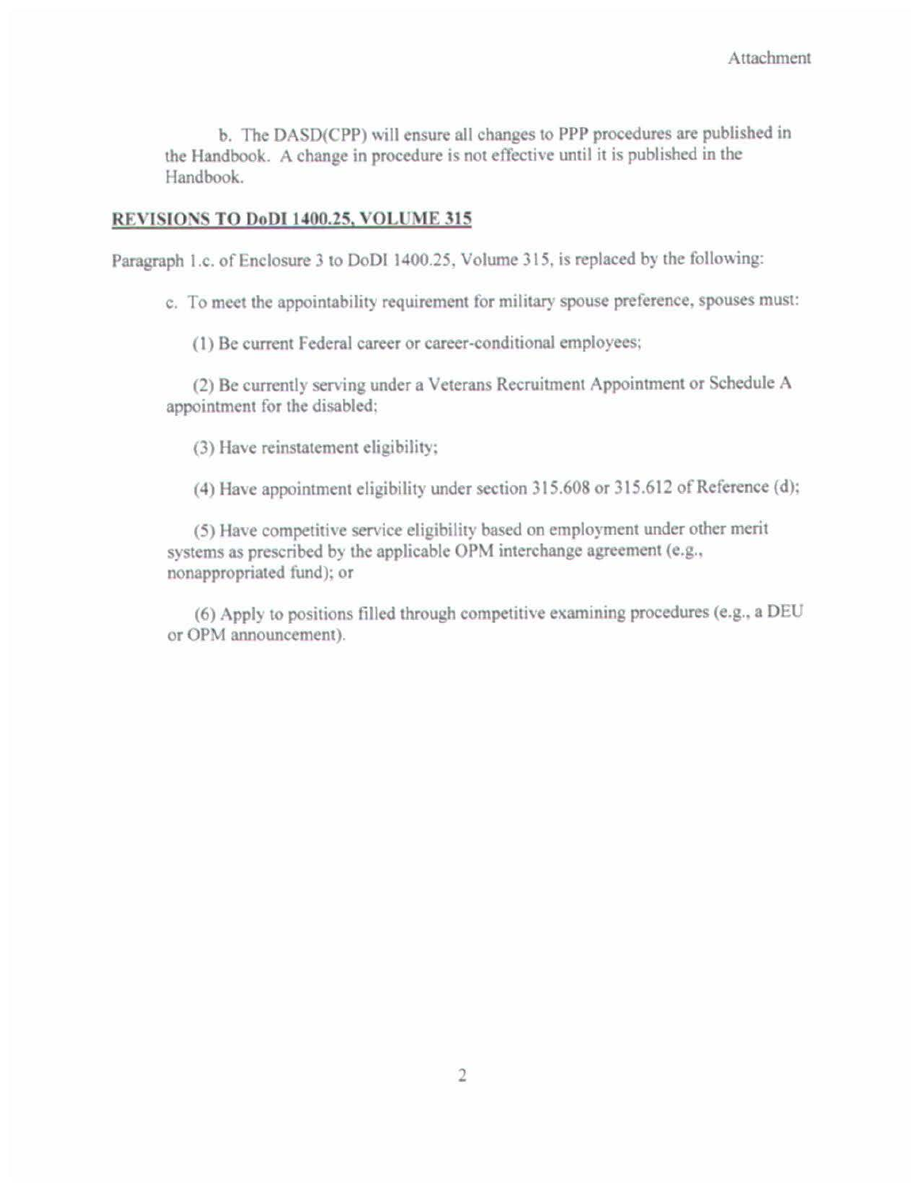Attachment

b. The DASD(CPP) will ensure all changes to PPP procedures are published in the Handbook. A change in procedure is not effective until it is published in the Handbook.

**REVISIONS TO DoDI 1400.25, VOLUME 315**

Paragraph 1.c. of Enclosure 3 to DoDI 1400.25, Volume 315, is replaced by the following:

c. To meet the appointability requirement for military spouse preference, spouses must:

(1) Be current Federal career or career-conditional employees;

(2) Be currently serving under a Veterans Recruitment Appointment or Schedule A appointment for the disabled;

(3) Have reinstatement eligibility;

(4) Have appointment eligibility under section 315.608 or 315.612 of Reference (d);

(5) Have competitive service eligibility based on employment under other merit systems as prescribed by the applicable OPM interchange agreement (e.g., nonappropriated fund); or

(6) Apply to positions filled through competitive examining procedures (e.g., a DEU or OPM announcement).